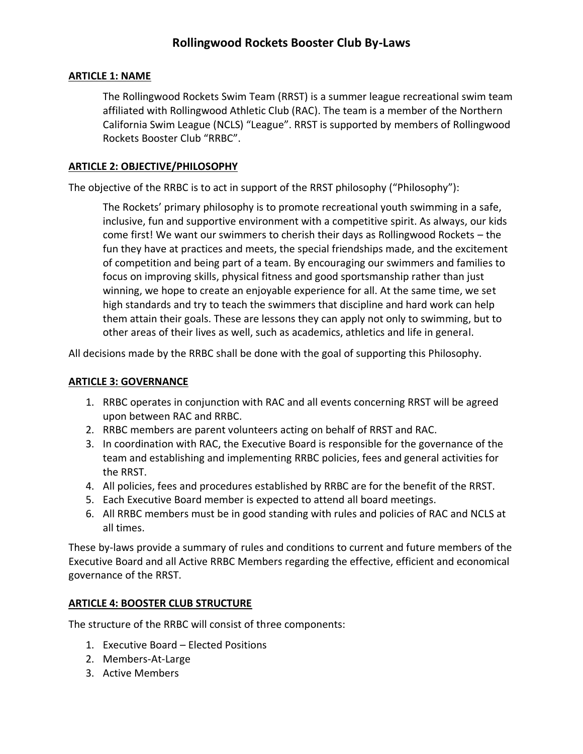# Rollingwood Rockets Booster Club By-Laws

## ARTICLE 1: NAME

The Rollingwood Rockets Swim Team (RRST) is a summer league recreational swim team affiliated with Rollingwood Athletic Club (RAC). The team is a member of the Northern California Swim League (NCLS) "League". RRST is supported by members of Rollingwood Rockets Booster Club "RRBC".

## ARTICLE 2: OBJECTIVE/PHILOSOPHY

The objective of the RRBC is to act in support of the RRST philosophy ("Philosophy"):

> The Rockets' primary philosophy is to promote recreational youth swimming in a safe, inclusive, fun and supportive environment with a competitive spirit. As always, our kids come first! We want our swimmers to cherish their days as Rollingwood Rockets – the fun they have at practices and meets, the special friendships made, and the excitement of competition and being part of a team. By encouraging our swimmers and families to focus on improving skills, physical fitness and good sportsmanship rather than just winning, we hope to create an enjoyable experience for all. At the same time, we set high standards and try to teach the swimmers that discipline and hard work can help them attain their goals. These are lessons they can apply not only to swimming, but to other areas of their lives as well, such as academics, athletics and life in general.

All decisions made by the RRBC shall be done with the goal of supporting this Philosophy.

## ARTICLE 3: GOVERNANCE

1. RRBC operates in conjunction with RAC and all events concerning RRST will be agreed upon between RAC and RRBC.
2. RRBC members are parent volunteers acting on behalf of RRST and RAC.
3. In coordination with RAC, the Executive Board is responsible for the governance of the team and establishing and implementing RRBC policies, fees and general activities for the RRST.
4. All policies, fees and procedures established by RRBC are for the benefit of the RRST.
5. Each Executive Board member is expected to attend all board meetings.
6. All RRBC members must be in good standing with rules and policies of RAC and NCLS at all times.

These by-laws provide a summary of rules and conditions to current and future members of the Executive Board and all Active RRBC Members regarding the effective, efficient and economical governance of the RRST.

## ARTICLE 4: BOOSTER CLUB STRUCTURE

The structure of the RRBC will consist of three components:

1. Executive Board – Elected Positions
2. Members-At-Large
3. Active Members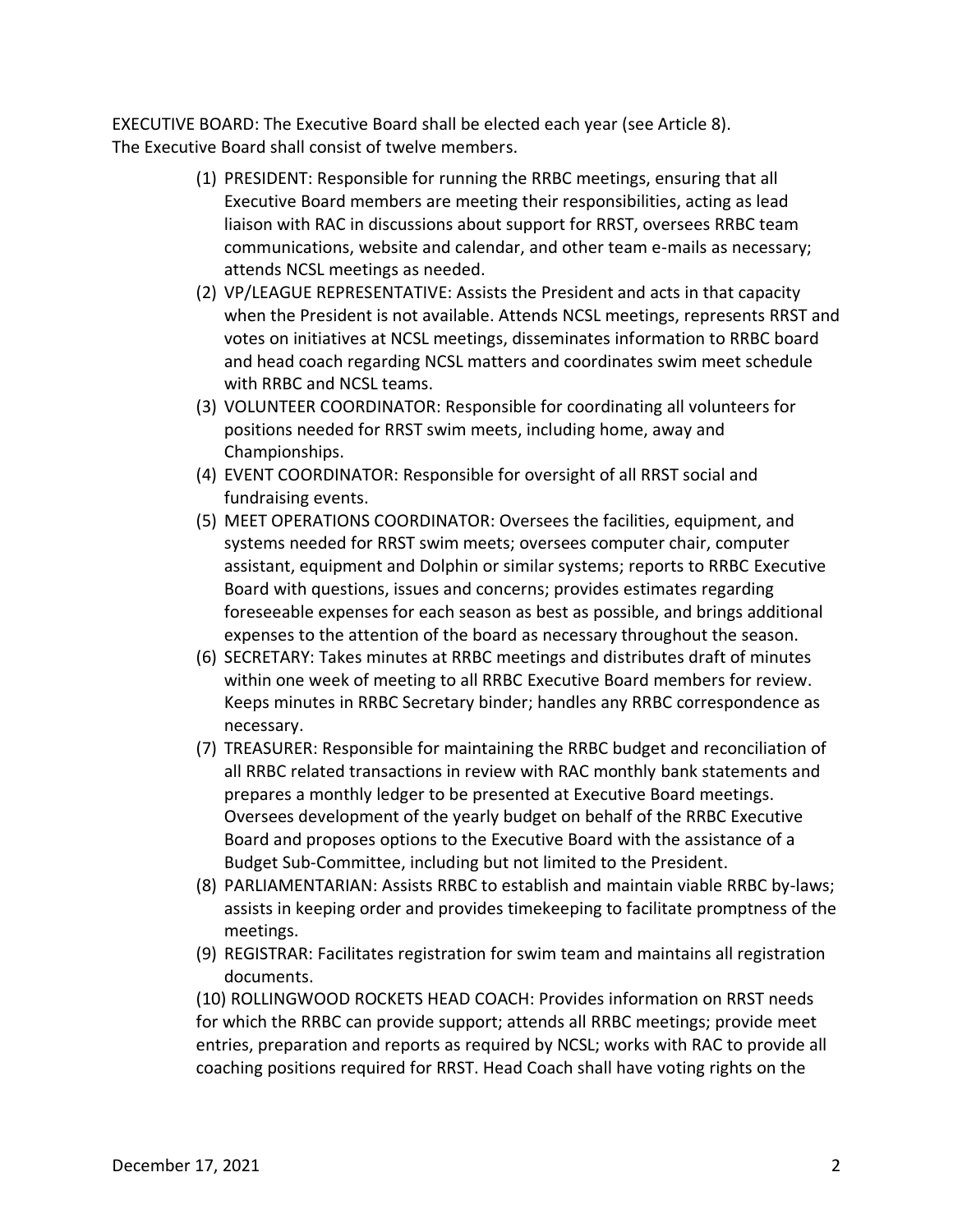EXECUTIVE BOARD: The Executive Board shall be elected each year (see Article 8).
The Executive Board shall consist of twelve members.

(1) PRESIDENT: Responsible for running the RRBC meetings, ensuring that all Executive Board members are meeting their responsibilities, acting as lead liaison with RAC in discussions about support for RRST, oversees RRBC team communications, website and calendar, and other team e-mails as necessary; attends NCSL meetings as needed.

(2) VP/LEAGUE REPRESENTATIVE: Assists the President and acts in that capacity when the President is not available. Attends NCSL meetings, represents RRST and votes on initiatives at NCSL meetings, disseminates information to RRBC board and head coach regarding NCSL matters and coordinates swim meet schedule with RRBC and NCSL teams.

(3) VOLUNTEER COORDINATOR: Responsible for coordinating all volunteers for positions needed for RRST swim meets, including home, away and Championships.

(4) EVENT COORDINATOR: Responsible for oversight of all RRST social and fundraising events.

(5) MEET OPERATIONS COORDINATOR: Oversees the facilities, equipment, and systems needed for RRST swim meets; oversees computer chair, computer assistant, equipment and Dolphin or similar systems; reports to RRBC Executive Board with questions, issues and concerns; provides estimates regarding foreseeable expenses for each season as best as possible, and brings additional expenses to the attention of the board as necessary throughout the season.

(6) SECRETARY: Takes minutes at RRBC meetings and distributes draft of minutes within one week of meeting to all RRBC Executive Board members for review. Keeps minutes in RRBC Secretary binder; handles any RRBC correspondence as necessary.

(7) TREASURER: Responsible for maintaining the RRBC budget and reconciliation of all RRBC related transactions in review with RAC monthly bank statements and prepares a monthly ledger to be presented at Executive Board meetings. Oversees development of the yearly budget on behalf of the RRBC Executive Board and proposes options to the Executive Board with the assistance of a Budget Sub-Committee, including but not limited to the President.

(8) PARLIAMENTARIAN: Assists RRBC to establish and maintain viable RRBC by-laws; assists in keeping order and provides timekeeping to facilitate promptness of the meetings.

(9) REGISTRAR: Facilitates registration for swim team and maintains all registration documents.

(10) ROLLINGWOOD ROCKETS HEAD COACH: Provides information on RRST needs for which the RRBC can provide support; attends all RRBC meetings; provide meet entries, preparation and reports as required by NCSL; works with RAC to provide all coaching positions required for RRST. Head Coach shall have voting rights on the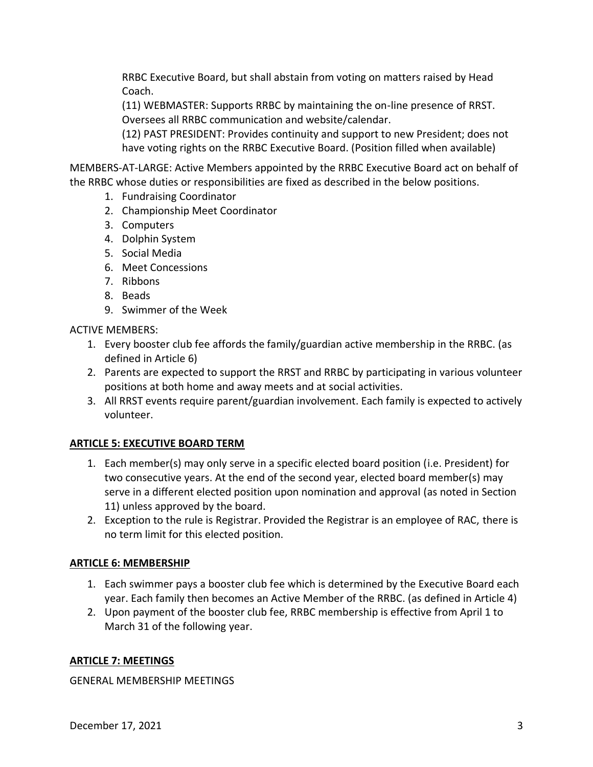RRBC Executive Board, but shall abstain from voting on matters raised by Head Coach.

(11) WEBMASTER: Supports RRBC by maintaining the on-line presence of RRST. Oversees all RRBC communication and website/calendar.

(12) PAST PRESIDENT: Provides continuity and support to new President; does not have voting rights on the RRBC Executive Board. (Position filled when available)

MEMBERS-AT-LARGE: Active Members appointed by the RRBC Executive Board act on behalf of the RRBC whose duties or responsibilities are fixed as described in the below positions.

1. Fundraising Coordinator
2. Championship Meet Coordinator
3. Computers
4. Dolphin System
5. Social Media
6. Meet Concessions
7. Ribbons
8. Beads
9. Swimmer of the Week

ACTIVE MEMBERS:

1. Every booster club fee affords the family/guardian active membership in the RRBC. (as defined in Article 6)
2. Parents are expected to support the RRST and RRBC by participating in various volunteer positions at both home and away meets and at social activities.
3. All RRST events require parent/guardian involvement. Each family is expected to actively volunteer.

## ARTICLE 5: EXECUTIVE BOARD TERM

1. Each member(s) may only serve in a specific elected board position (i.e. President) for two consecutive years. At the end of the second year, elected board member(s) may serve in a different elected position upon nomination and approval (as noted in Section 11) unless approved by the board.
2. Exception to the rule is Registrar. Provided the Registrar is an employee of RAC, there is no term limit for this elected position.

## ARTICLE 6: MEMBERSHIP

1. Each swimmer pays a booster club fee which is determined by the Executive Board each year. Each family then becomes an Active Member of the RRBC. (as defined in Article 4)
2. Upon payment of the booster club fee, RRBC membership is effective from April 1 to March 31 of the following year.

## ARTICLE 7: MEETINGS

GENERAL MEMBERSHIP MEETINGS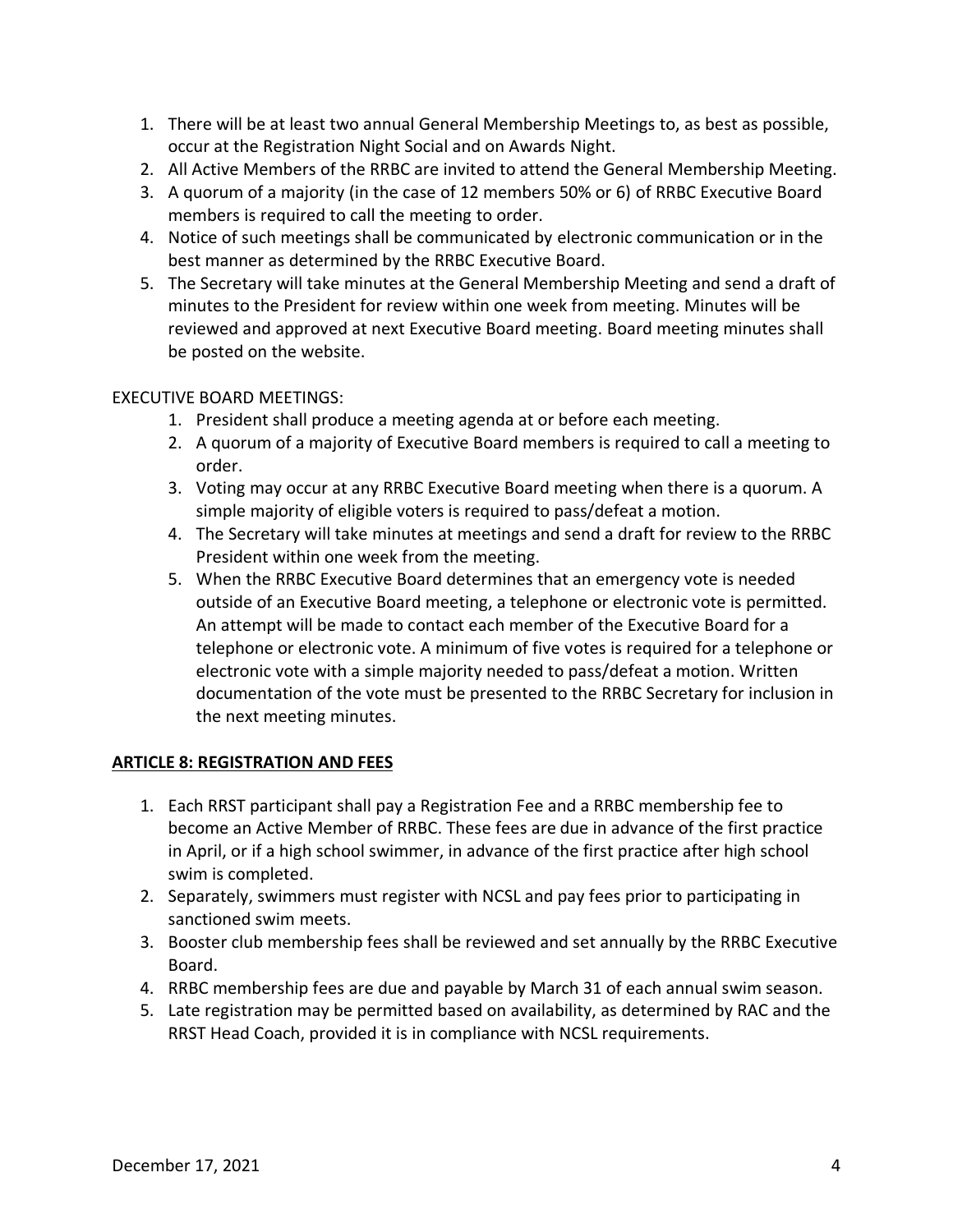1. There will be at least two annual General Membership Meetings to, as best as possible, occur at the Registration Night Social and on Awards Night.
2. All Active Members of the RRBC are invited to attend the General Membership Meeting.
3. A quorum of a majority (in the case of 12 members 50% or 6) of RRBC Executive Board members is required to call the meeting to order.
4. Notice of such meetings shall be communicated by electronic communication or in the best manner as determined by the RRBC Executive Board.
5. The Secretary will take minutes at the General Membership Meeting and send a draft of minutes to the President for review within one week from meeting. Minutes will be reviewed and approved at next Executive Board meeting. Board meeting minutes shall be posted on the website.

EXECUTIVE BOARD MEETINGS:

1. President shall produce a meeting agenda at or before each meeting.
2. A quorum of a majority of Executive Board members is required to call a meeting to order.
3. Voting may occur at any RRBC Executive Board meeting when there is a quorum. A simple majority of eligible voters is required to pass/defeat a motion.
4. The Secretary will take minutes at meetings and send a draft for review to the RRBC President within one week from the meeting.
5. When the RRBC Executive Board determines that an emergency vote is needed outside of an Executive Board meeting, a telephone or electronic vote is permitted. An attempt will be made to contact each member of the Executive Board for a telephone or electronic vote. A minimum of five votes is required for a telephone or electronic vote with a simple majority needed to pass/defeat a motion. Written documentation of the vote must be presented to the RRBC Secretary for inclusion in the next meeting minutes.

## ARTICLE 8: REGISTRATION AND FEES

1. Each RRST participant shall pay a Registration Fee and a RRBC membership fee to become an Active Member of RRBC. These fees are due in advance of the first practice in April, or if a high school swimmer, in advance of the first practice after high school swim is completed.
2. Separately, swimmers must register with NCSL and pay fees prior to participating in sanctioned swim meets.
3. Booster club membership fees shall be reviewed and set annually by the RRBC Executive Board.
4. RRBC membership fees are due and payable by March 31 of each annual swim season.
5. Late registration may be permitted based on availability, as determined by RAC and the RRST Head Coach, provided it is in compliance with NCSL requirements.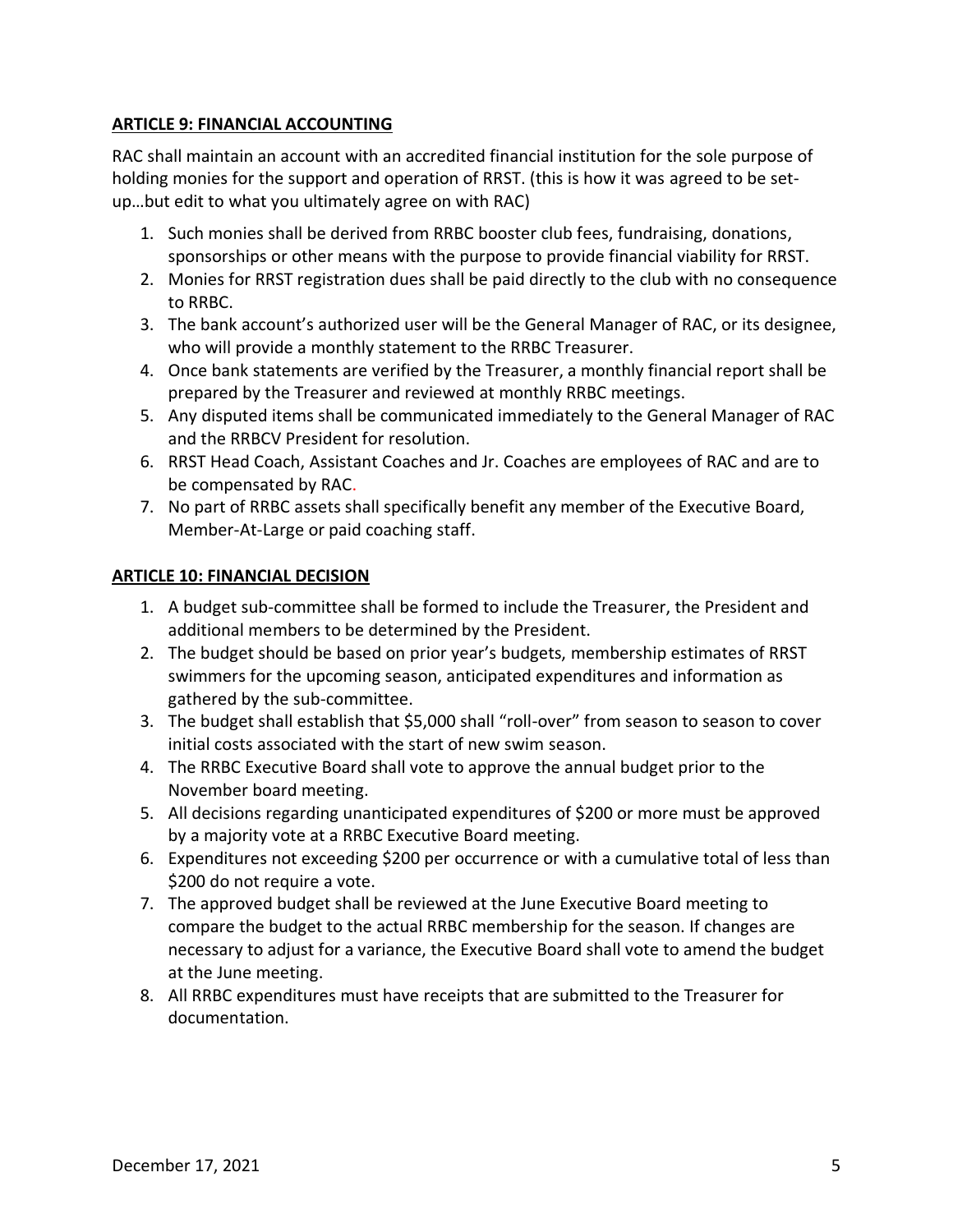**ARTICLE 9: FINANCIAL ACCOUNTING**

RAC shall maintain an account with an accredited financial institution for the sole purpose of holding monies for the support and operation of RRST. (this is how it was agreed to be set-up…but edit to what you ultimately agree on with RAC)

1. Such monies shall be derived from RRBC booster club fees, fundraising, donations, sponsorships or other means with the purpose to provide financial viability for RRST.
2. Monies for RRST registration dues shall be paid directly to the club with no consequence to RRBC.
3. The bank account's authorized user will be the General Manager of RAC, or its designee, who will provide a monthly statement to the RRBC Treasurer.
4. Once bank statements are verified by the Treasurer, a monthly financial report shall be prepared by the Treasurer and reviewed at monthly RRBC meetings.
5. Any disputed items shall be communicated immediately to the General Manager of RAC and the RRBCV President for resolution.
6. RRST Head Coach, Assistant Coaches and Jr. Coaches are employees of RAC and are to be compensated by RAC.
7. No part of RRBC assets shall specifically benefit any member of the Executive Board, Member-At-Large or paid coaching staff.

**ARTICLE 10: FINANCIAL DECISION**

1. A budget sub-committee shall be formed to include the Treasurer, the President and additional members to be determined by the President.
2. The budget should be based on prior year's budgets, membership estimates of RRST swimmers for the upcoming season, anticipated expenditures and information as gathered by the sub-committee.
3. The budget shall establish that $5,000 shall "roll-over" from season to season to cover initial costs associated with the start of new swim season.
4. The RRBC Executive Board shall vote to approve the annual budget prior to the November board meeting.
5. All decisions regarding unanticipated expenditures of $200 or more must be approved by a majority vote at a RRBC Executive Board meeting.
6. Expenditures not exceeding $200 per occurrence or with a cumulative total of less than $200 do not require a vote.
7. The approved budget shall be reviewed at the June Executive Board meeting to compare the budget to the actual RRBC membership for the season. If changes are necessary to adjust for a variance, the Executive Board shall vote to amend the budget at the June meeting.
8. All RRBC expenditures must have receipts that are submitted to the Treasurer for documentation.

December 17, 2021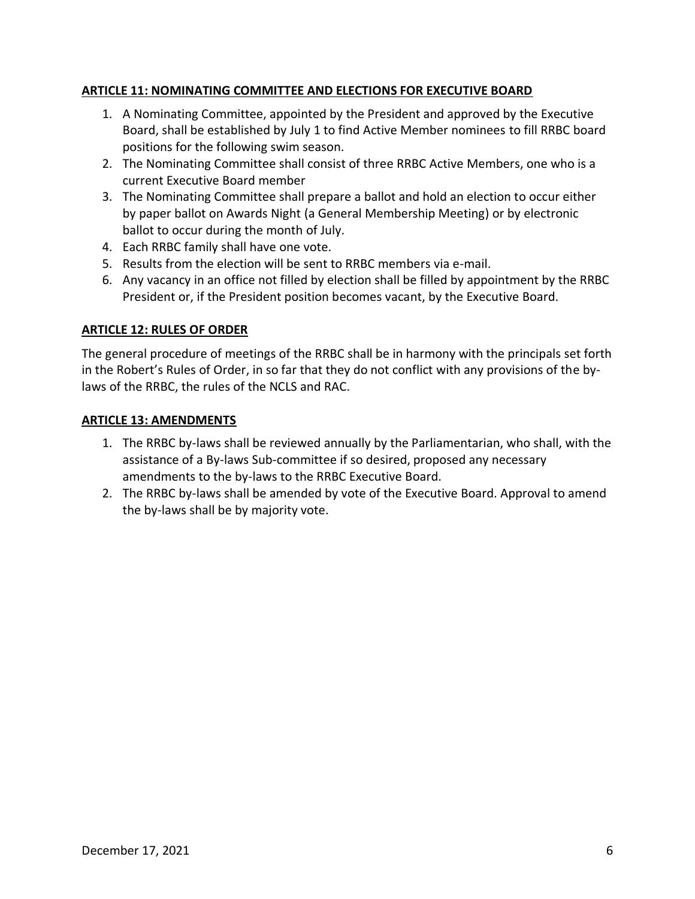**ARTICLE 11: NOMINATING COMMITTEE AND ELECTIONS FOR EXECUTIVE BOARD**

1. A Nominating Committee, appointed by the President and approved by the Executive Board, shall be established by July 1 to find Active Member nominees to fill RRBC board positions for the following swim season.
2. The Nominating Committee shall consist of three RRBC Active Members, one who is a current Executive Board member
3. The Nominating Committee shall prepare a ballot and hold an election to occur either by paper ballot on Awards Night (a General Membership Meeting) or by electronic ballot to occur during the month of July.
4. Each RRBC family shall have one vote.
5. Results from the election will be sent to RRBC members via e-mail.
6. Any vacancy in an office not filled by election shall be filled by appointment by the RRBC President or, if the President position becomes vacant, by the Executive Board.

**ARTICLE 12: RULES OF ORDER**

The general procedure of meetings of the RRBC shall be in harmony with the principals set forth in the Robert's Rules of Order, in so far that they do not conflict with any provisions of the by-laws of the RRBC, the rules of the NCLS and RAC.

**ARTICLE 13: AMENDMENTS**

1. The RRBC by-laws shall be reviewed annually by the Parliamentarian, who shall, with the assistance of a By-laws Sub-committee if so desired, proposed any necessary amendments to the by-laws to the RRBC Executive Board.
2. The RRBC by-laws shall be amended by vote of the Executive Board. Approval to amend the by-laws shall be by majority vote.

December 17, 2021